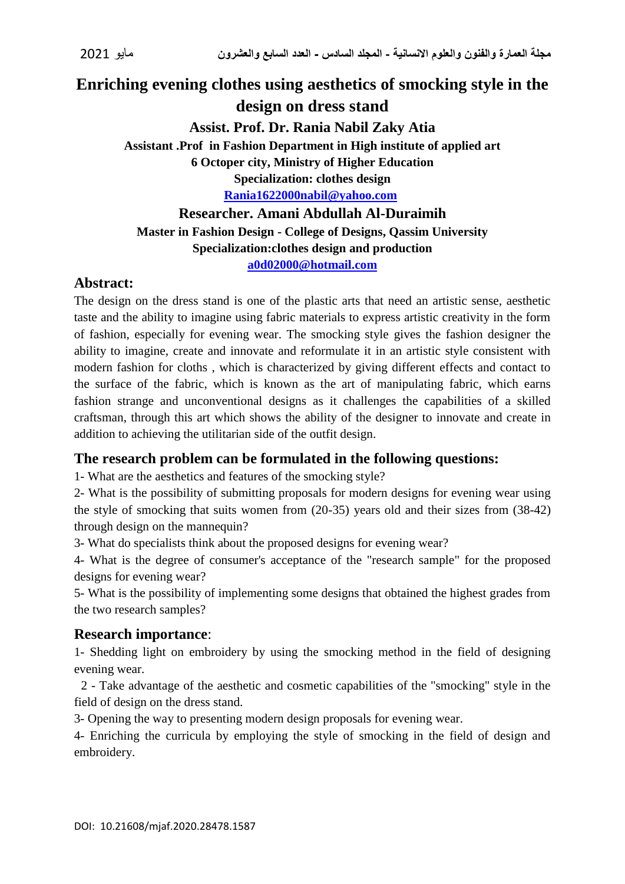# Enriching evening clothes using aesthetics of smocking style in the design on dress stand

**Assist. Prof. Dr. Rania Nabil Zaky Atia**

**Assistant .Prof in Fashion Department in High institute of applied art**

**6 Octoper city, Ministry of Higher Education**

**Specialization: clothes design**

**Rania1622000nabil@yahoo.com**

**Researcher. Amani Abdullah Al-Duraimih**

**Master in Fashion Design - College of Designs, Qassim University**

**Specialization:clothes design and production**

**a0d02000@hotmail.com**

## Abstract:

The design on the dress stand is one of the plastic arts that need an artistic sense, aesthetic taste and the ability to imagine using fabric materials to express artistic creativity in the form of fashion, especially for evening wear. The smocking style gives the fashion designer the ability to imagine, create and innovate and reformulate it in an artistic style consistent with modern fashion for cloths , which is characterized by giving different effects and contact to the surface of the fabric, which is known as the art of manipulating fabric, which earns fashion strange and unconventional designs as it challenges the capabilities of a skilled craftsman, through this art which shows the ability of the designer to innovate and create in addition to achieving the utilitarian side of the outfit design.

## The research problem can be formulated in the following questions:

1- What are the aesthetics and features of the smocking style?

2- What is the possibility of submitting proposals for modern designs for evening wear using the style of smocking that suits women from (20-35) years old and their sizes from (38-42) through design on the mannequin?

3- What do specialists think about the proposed designs for evening wear?

4- What is the degree of consumer's acceptance of the "research sample" for the proposed designs for evening wear?

5- What is the possibility of implementing some designs that obtained the highest grades from the two research samples?

## Research importance:

1- Shedding light on embroidery by using the smocking method in the field of designing evening wear.

2 - Take advantage of the aesthetic and cosmetic capabilities of the "smocking" style in the field of design on the dress stand.

3- Opening the way to presenting modern design proposals for evening wear.

4- Enriching the curricula by employing the style of smocking in the field of design and embroidery.

DOI: 10.21608/mjaf.2020.28478.1587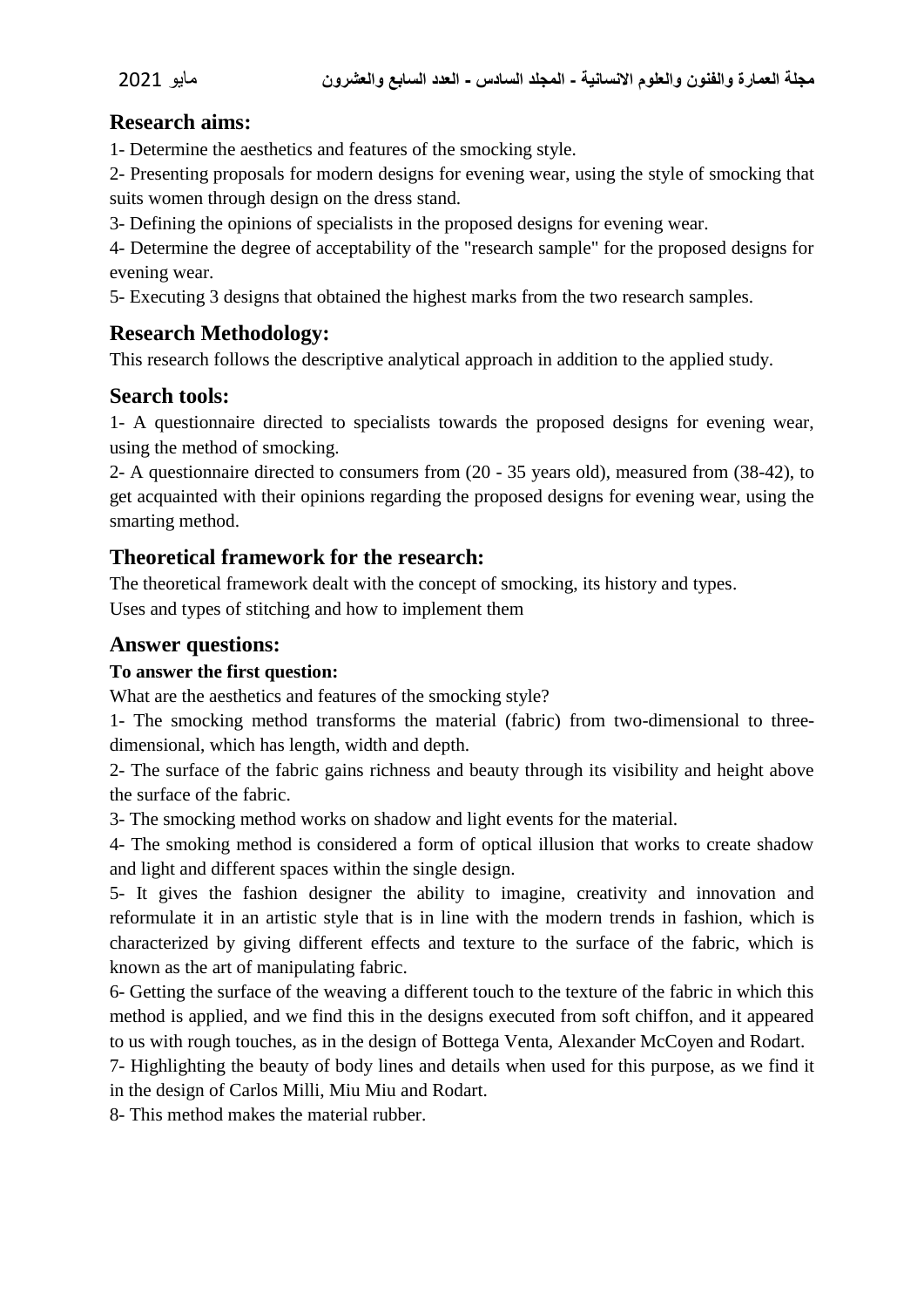## Research aims:

1- Determine the aesthetics and features of the smocking style.

2- Presenting proposals for modern designs for evening wear, using the style of smocking that suits women through design on the dress stand.

3- Defining the opinions of specialists in the proposed designs for evening wear.

4- Determine the degree of acceptability of the "research sample" for the proposed designs for evening wear.

5- Executing 3 designs that obtained the highest marks from the two research samples.

## Research Methodology:

This research follows the descriptive analytical approach in addition to the applied study.

## Search tools:

1- A questionnaire directed to specialists towards the proposed designs for evening wear, using the method of smocking.

2- A questionnaire directed to consumers from (20 - 35 years old), measured from (38-42), to get acquainted with their opinions regarding the proposed designs for evening wear, using the smarting method.

## Theoretical framework for the research:

The theoretical framework dealt with the concept of smocking, its history and types.
Uses and types of stitching and how to implement them

## Answer questions:

**To answer the first question:**

What are the aesthetics and features of the smocking style?

1- The smocking method transforms the material (fabric) from two-dimensional to three-dimensional, which has length, width and depth.

2- The surface of the fabric gains richness and beauty through its visibility and height above the surface of the fabric.

3- The smocking method works on shadow and light events for the material.

4- The smoking method is considered a form of optical illusion that works to create shadow and light and different spaces within the single design.

5- It gives the fashion designer the ability to imagine, creativity and innovation and reformulate it in an artistic style that is in line with the modern trends in fashion, which is characterized by giving different effects and texture to the surface of the fabric, which is known as the art of manipulating fabric.

6- Getting the surface of the weaving a different touch to the texture of the fabric in which this method is applied, and we find this in the designs executed from soft chiffon, and it appeared to us with rough touches, as in the design of Bottega Venta, Alexander McCoyen and Rodart.

7- Highlighting the beauty of body lines and details when used for this purpose, as we find it in the design of Carlos Milli, Miu Miu and Rodart.

8- This method makes the material rubber.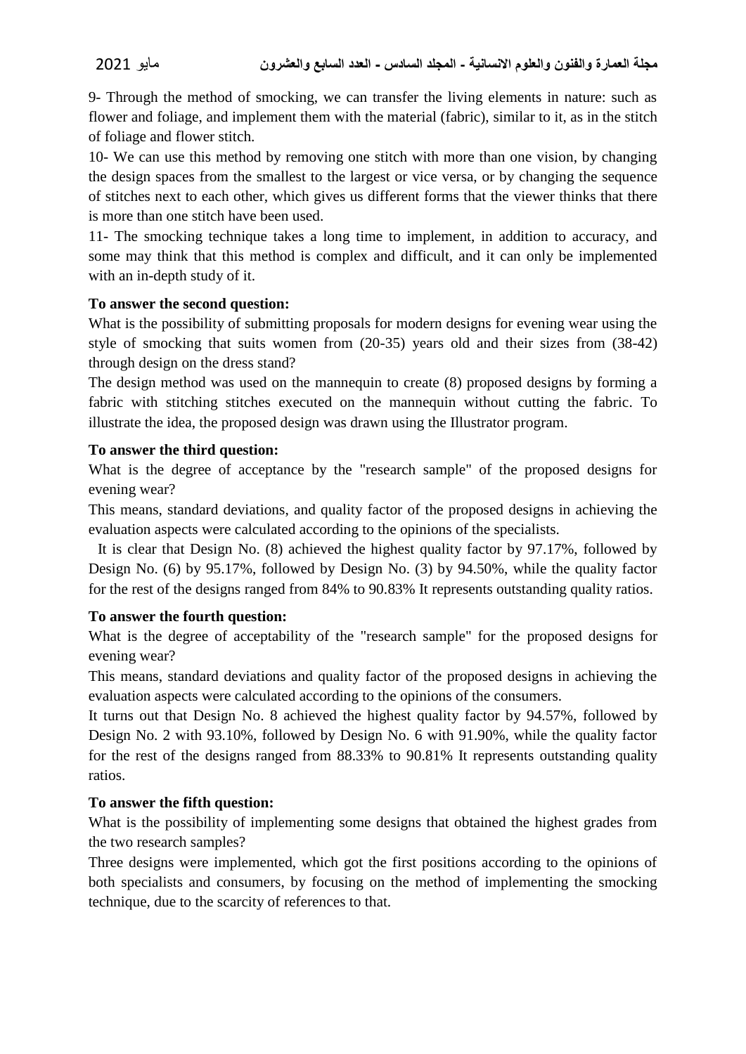9- Through the method of smocking, we can transfer the living elements in nature: such as flower and foliage, and implement them with the material (fabric), similar to it, as in the stitch of foliage and flower stitch.

10- We can use this method by removing one stitch with more than one vision, by changing the design spaces from the smallest to the largest or vice versa, or by changing the sequence of stitches next to each other, which gives us different forms that the viewer thinks that there is more than one stitch have been used.

11- The smocking technique takes a long time to implement, in addition to accuracy, and some may think that this method is complex and difficult, and it can only be implemented with an in-depth study of it.

**To answer the second question:**

What is the possibility of submitting proposals for modern designs for evening wear using the style of smocking that suits women from (20-35) years old and their sizes from (38-42) through design on the dress stand?

The design method was used on the mannequin to create (8) proposed designs by forming a fabric with stitching stitches executed on the mannequin without cutting the fabric. To illustrate the idea, the proposed design was drawn using the Illustrator program.

**To answer the third question:**

What is the degree of acceptance by the "research sample" of the proposed designs for evening wear?

This means, standard deviations, and quality factor of the proposed designs in achieving the evaluation aspects were calculated according to the opinions of the specialists.

It is clear that Design No. (8) achieved the highest quality factor by 97.17%, followed by Design No. (6) by 95.17%, followed by Design No. (3) by 94.50%, while the quality factor for the rest of the designs ranged from 84% to 90.83% It represents outstanding quality ratios.

**To answer the fourth question:**

What is the degree of acceptability of the "research sample" for the proposed designs for evening wear?

This means, standard deviations and quality factor of the proposed designs in achieving the evaluation aspects were calculated according to the opinions of the consumers.

It turns out that Design No. 8 achieved the highest quality factor by 94.57%, followed by Design No. 2 with 93.10%, followed by Design No. 6 with 91.90%, while the quality factor for the rest of the designs ranged from 88.33% to 90.81% It represents outstanding quality ratios.

**To answer the fifth question:**

What is the possibility of implementing some designs that obtained the highest grades from the two research samples?

Three designs were implemented, which got the first positions according to the opinions of both specialists and consumers, by focusing on the method of implementing the smocking technique, due to the scarcity of references to that.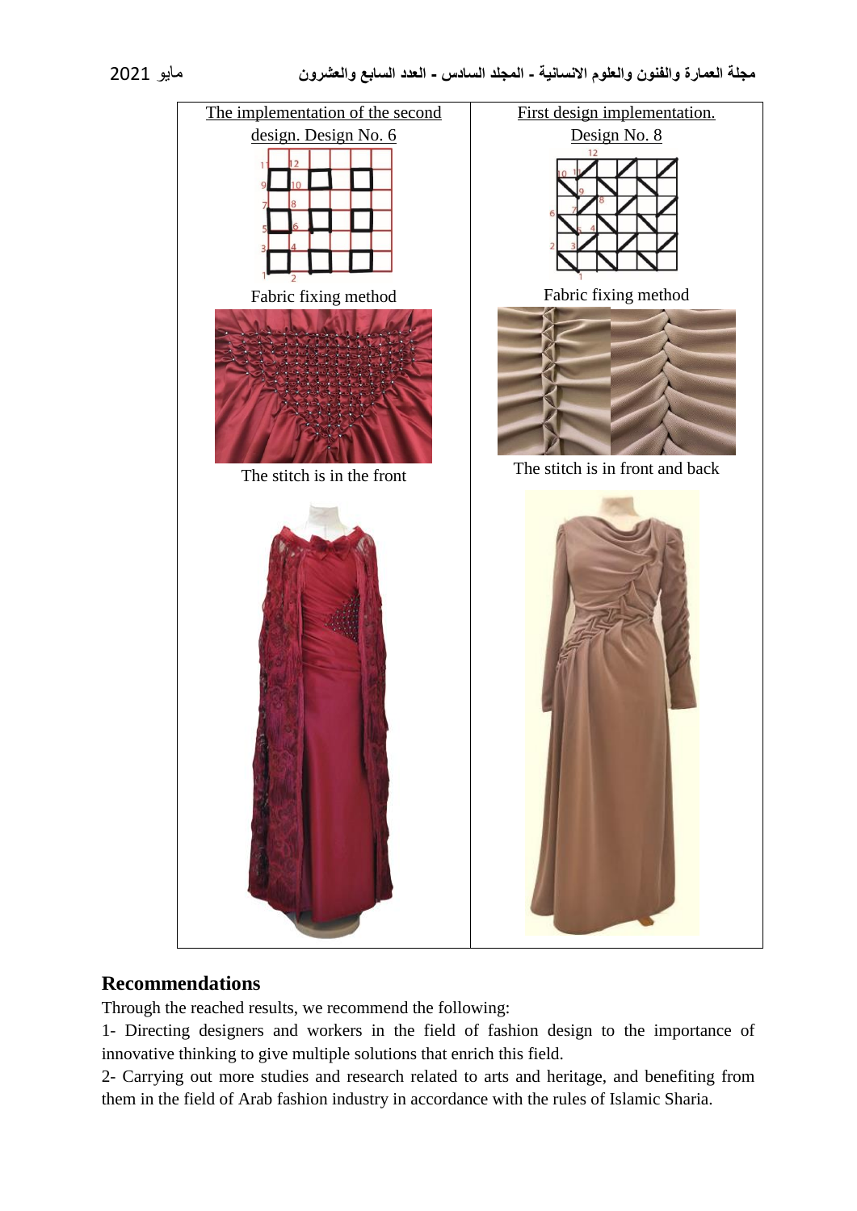| The implementation of the second design. Design No. 6 | First design implementation. Design No. 8 |
| --- | --- |
| Fabric fixing method | Fabric fixing method |
| The stitch is in the front | The stitch is in front and back |

## Recommendations

Through the reached results, we recommend the following:

1- Directing designers and workers in the field of fashion design to the importance of innovative thinking to give multiple solutions that enrich this field.

2- Carrying out more studies and research related to arts and heritage, and benefiting from them in the field of Arab fashion industry in accordance with the rules of Islamic Sharia.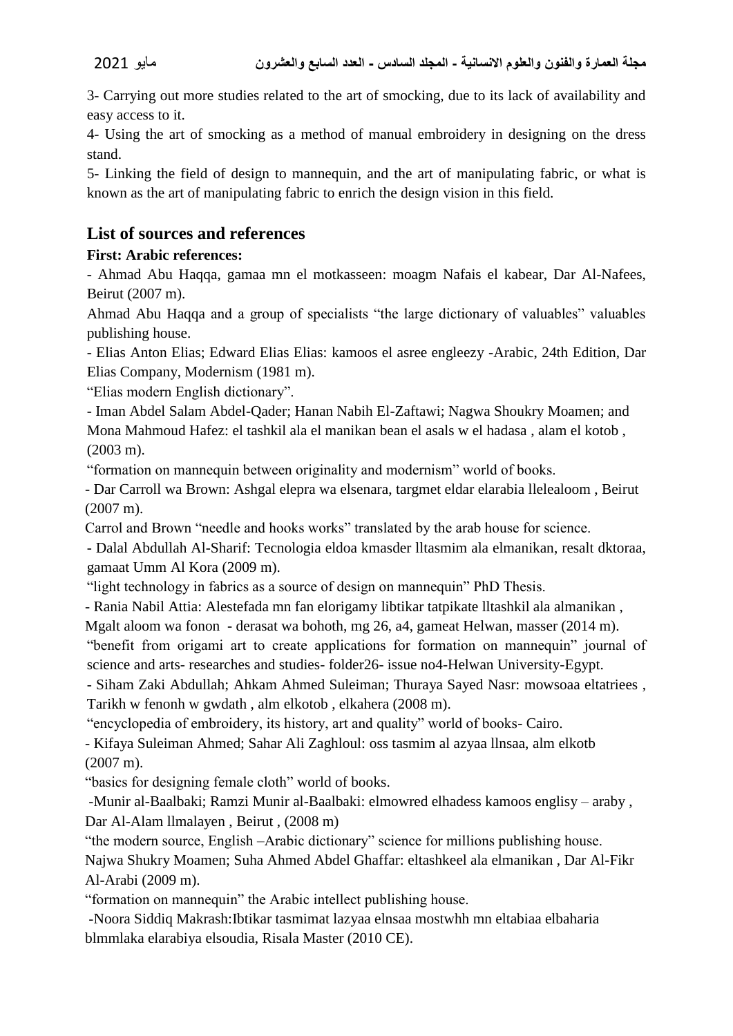3- Carrying out more studies related to the art of smocking, due to its lack of availability and easy access to it.

4- Using the art of smocking as a method of manual embroidery in designing on the dress stand.

5- Linking the field of design to mannequin, and the art of manipulating fabric, or what is known as the art of manipulating fabric to enrich the design vision in this field.

## List of sources and references

**First: Arabic references:**

- Ahmad Abu Haqqa, gamaa mn el motkasseen: moagm Nafais el kabear, Dar Al-Nafees, Beirut (2007 m).

Ahmad Abu Haqqa and a group of specialists "the large dictionary of valuables" valuables publishing house.

- Elias Anton Elias; Edward Elias Elias: kamoos el asree engleezy -Arabic, 24th Edition, Dar Elias Company, Modernism (1981 m).

"Elias modern English dictionary".

- Iman Abdel Salam Abdel-Qader; Hanan Nabih El-Zaftawi; Nagwa Shoukry Moamen; and Mona Mahmoud Hafez: el tashkil ala el manikan bean el asals w el hadasa , alam el kotob , (2003 m).

"formation on mannequin between originality and modernism" world of books.

- Dar Carroll wa Brown: Ashgal elepra wa elsenara, targmet eldar elarabia llelealoom , Beirut (2007 m).

Carrol and Brown "needle and hooks works" translated by the arab house for science.

- Dalal Abdullah Al-Sharif: Tecnologia eldoa kmasder lltasmim ala elmanikan, resalt dktoraa, gamaat Umm Al Kora (2009 m).

"light technology in fabrics as a source of design on mannequin" PhD Thesis.

- Rania Nabil Attia: Alestefada mn fan elorigamy libtikar tatpikate lltashkil ala almanikan , Mgalt aloom wa fonon - derasat wa bohoth, mg 26, a4, gameat Helwan, masser (2014 m).

"benefit from origami art to create applications for formation on mannequin" journal of science and arts- researches and studies- folder26- issue no4-Helwan University-Egypt.

- Siham Zaki Abdullah; Ahkam Ahmed Suleiman; Thuraya Sayed Nasr: mowsoaa eltatriees , Tarikh w fenonh w gwdath , alm elkotob , elkahera (2008 m).

"encyclopedia of embroidery, its history, art and quality" world of books- Cairo.

- Kifaya Suleiman Ahmed; Sahar Ali Zaghloul: oss tasmim al azyaa llnsaa, alm elkotb (2007 m).

"basics for designing female cloth" world of books.

-Munir al-Baalbaki; Ramzi Munir al-Baalbaki: elmowred elhadess kamoos englisy – araby , Dar Al-Alam llmalayen , Beirut , (2008 m)

"the modern source, English –Arabic dictionary" science for millions publishing house.

Najwa Shukry Moamen; Suha Ahmed Abdel Ghaffar: eltashkeel ala elmanikan , Dar Al-Fikr Al-Arabi (2009 m).

"formation on mannequin" the Arabic intellect publishing house.

-Noora Siddiq Makrash:Ibtikar tasmimat lazyaa elnsaa mostwhh mn eltabiaa elbaharia blmmlaka elarabiya elsoudia, Risala Master (2010 CE).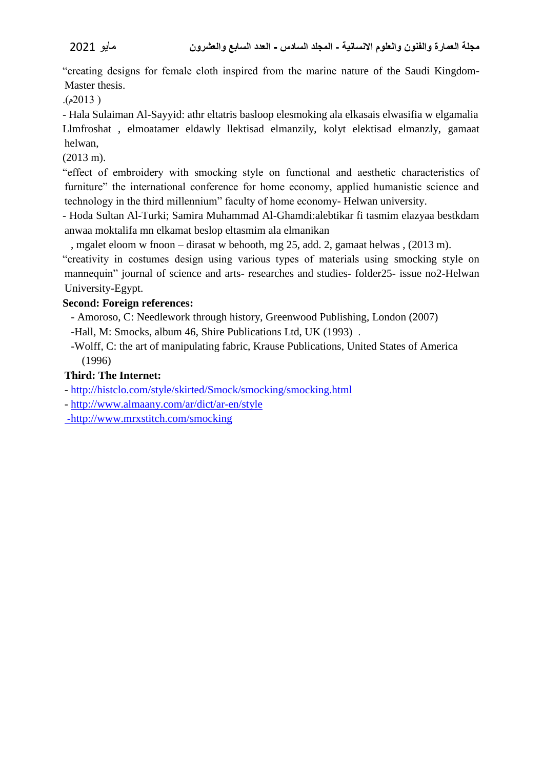“creating designs for female cloth inspired from the marine nature of the Saudi Kingdom- Master thesis.

.(2013م )

- Hala Sulaiman Al-Sayyid: athr eltatris basloop elesmoking ala elkasais elwasifia w elgamalia Llmfroshat , elmoatamer eldawly llektisad elmanzily, kolyt elektisad elmanzly, gamaat helwan,

(2013 m).

“effect of embroidery with smocking style on functional and aesthetic characteristics of furniture” the international conference for home economy, applied humanistic science and technology in the third millennium” faculty of home economy- Helwan university.

- Hoda Sultan Al-Turki; Samira Muhammad Al-Ghamdi:alebtikar fi tasmim elazyaa bestkdam anwaa moktalifa mn elkamat beslop eltasmim ala elmanikan

, mgalet eloom w fnoon – dirasat w behooth, mg 25, add. 2, gamaat helwas , (2013 m).

“creativity in costumes design using various types of materials using smocking style on mannequin” journal of science and arts- researches and studies- folder25- issue no2-Helwan University-Egypt.

**Second: Foreign references:**

- Amoroso, C: Needlework through history, Greenwood Publishing, London (2007)
- Hall, M: Smocks, album 46, Shire Publications Ltd, UK (1993) .
- Wolff, C: the art of manipulating fabric, Krause Publications, United States of America (1996)

**Third: The Internet:**

- http://histclo.com/style/skirted/Smock/smocking/smocking.html
- http://www.almaany.com/ar/dict/ar-en/style
- http://www.mrxstitch.com/smocking